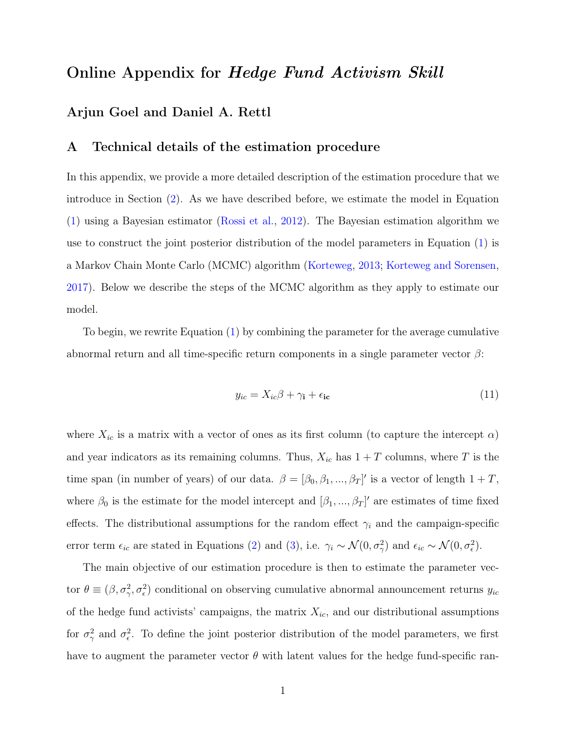# Online Appendix for *Hedge Fund Activism Skill*

### Arjun Goel and Daniel A. Rettl

## A Technical details of the estimation procedure

In this appendix, we provide a more detailed description of the estimation procedure that we introduce in Section (2). As we have described before, we estimate the model in Equation (1) using a Bayesian estimator (Rossi et al., 2012). The Bayesian estimation algorithm we use to construct the joint posterior distribution of the model parameters in Equation (1) is a Markov Chain Monte Carlo (MCMC) algorithm (Korteweg, 2013; Korteweg and Sorensen, 2017). Below we describe the steps of the MCMC algorithm as they apply to estimate our model.

To begin, we rewrite Equation (1) by combining the parameter for the average cumulative abnormal return and all time-specific return components in a single parameter vector $\beta$:

$$y_{ic} = X_{ic}\beta + \gamma_{\mathbf{i}} + \epsilon_{\mathbf{ic}} \tag{11}$$

where $X_{ic}$ is a matrix with a vector of ones as its first column (to capture the intercept $\alpha$) and year indicators as its remaining columns. Thus, $X_{ic}$ has $1+T$ columns, where $T$ is the time span (in number of years) of our data. $\beta = [\beta_0, \beta_1, ..., \beta_T]'$ is a vector of length $1+T$, where $\beta_0$ is the estimate for the model intercept and $[\beta_1, ..., \beta_T]'$ are estimates of time fixed effects. The distributional assumptions for the random effect $\gamma_i$ and the campaign-specific error term $\epsilon_{ic}$ are stated in Equations (2) and (3), i.e. $\gamma_i \sim \mathcal{N}(0, \sigma^2_\gamma)$ and $\epsilon_{ic} \sim \mathcal{N}(0, \sigma^2_\epsilon)$.

The main objective of our estimation procedure is then to estimate the parameter vector $\theta \equiv (\beta, \sigma^2_\gamma, \sigma^2_\epsilon)$ conditional on observing cumulative abnormal announcement returns $y_{ic}$ of the hedge fund activists' campaigns, the matrix $X_{ic}$, and our distributional assumptions for $\sigma^2_\gamma$ and $\sigma^2_\epsilon$. To define the joint posterior distribution of the model parameters, we first have to augment the parameter vector $\theta$ with latent values for the hedge fund-specific ran-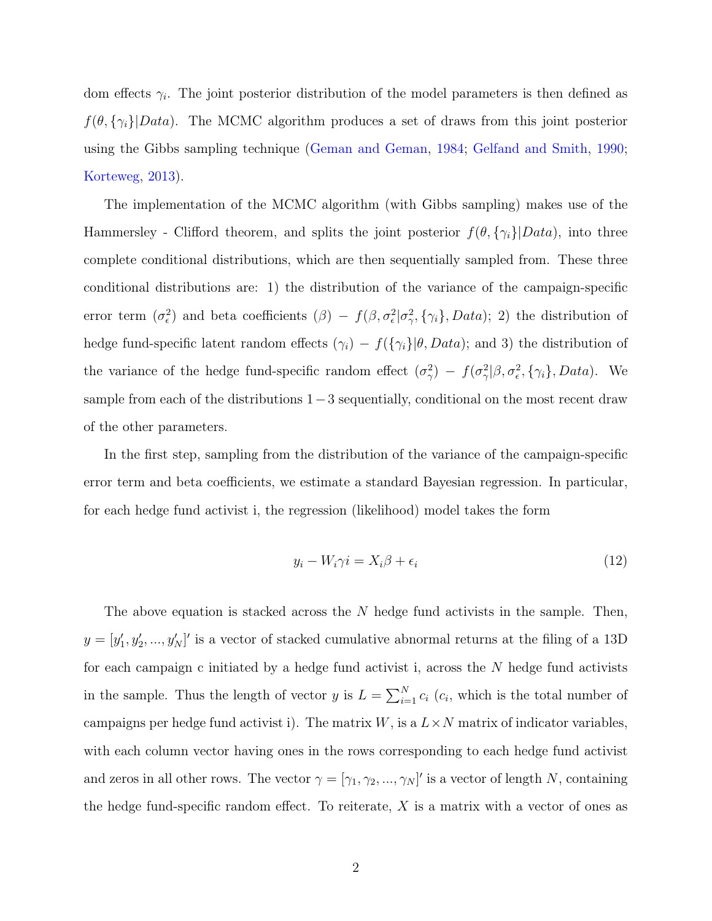dom effects $\gamma_i$. The joint posterior distribution of the model parameters is then defined as $f(\theta, \{\gamma_i\}|Data)$. The MCMC algorithm produces a set of draws from this joint posterior using the Gibbs sampling technique (Geman and Geman, 1984; Gelfand and Smith, 1990; Korteweg, 2013).

The implementation of the MCMC algorithm (with Gibbs sampling) makes use of the Hammersley - Clifford theorem, and splits the joint posterior $f(\theta, \{\gamma_i\}|Data)$, into three complete conditional distributions, which are then sequentially sampled from. These three conditional distributions are: 1) the distribution of the variance of the campaign-specific error term ($\sigma_\epsilon^2$) and beta coefficients ($\beta$) $-$ $f(\beta, \sigma_\epsilon^2|\sigma_\gamma^2, \{\gamma_i\}, Data)$; 2) the distribution of hedge fund-specific latent random effects ($\gamma_i$) $-$ $f(\{\gamma_i\}|\theta, Data)$; and 3) the distribution of the variance of the hedge fund-specific random effect ($\sigma_\gamma^2$) $-$ $f(\sigma_\gamma^2|\beta, \sigma_\epsilon^2, \{\gamma_i\}, Data)$. We sample from each of the distributions $1-3$ sequentially, conditional on the most recent draw of the other parameters.

In the first step, sampling from the distribution of the variance of the campaign-specific error term and beta coefficients, we estimate a standard Bayesian regression. In particular, for each hedge fund activist i, the regression (likelihood) model takes the form

$$y_i - W_i \gamma i = X_i \beta + \epsilon_i \tag{12}$$

The above equation is stacked across the $N$ hedge fund activists in the sample. Then, $y = [y_1', y_2', ..., y_N']'$ is a vector of stacked cumulative abnormal returns at the filing of a 13D for each campaign c initiated by a hedge fund activist i, across the $N$ hedge fund activists in the sample. Thus the length of vector $y$ is $L = \sum_{i=1}^{N} c_i$ ($c_i$, which is the total number of campaigns per hedge fund activist i). The matrix $W$, is a $L \times N$ matrix of indicator variables, with each column vector having ones in the rows corresponding to each hedge fund activist and zeros in all other rows. The vector $\gamma = [\gamma_1, \gamma_2, ..., \gamma_N]'$ is a vector of length $N$, containing the hedge fund-specific random effect. To reiterate, $X$ is a matrix with a vector of ones as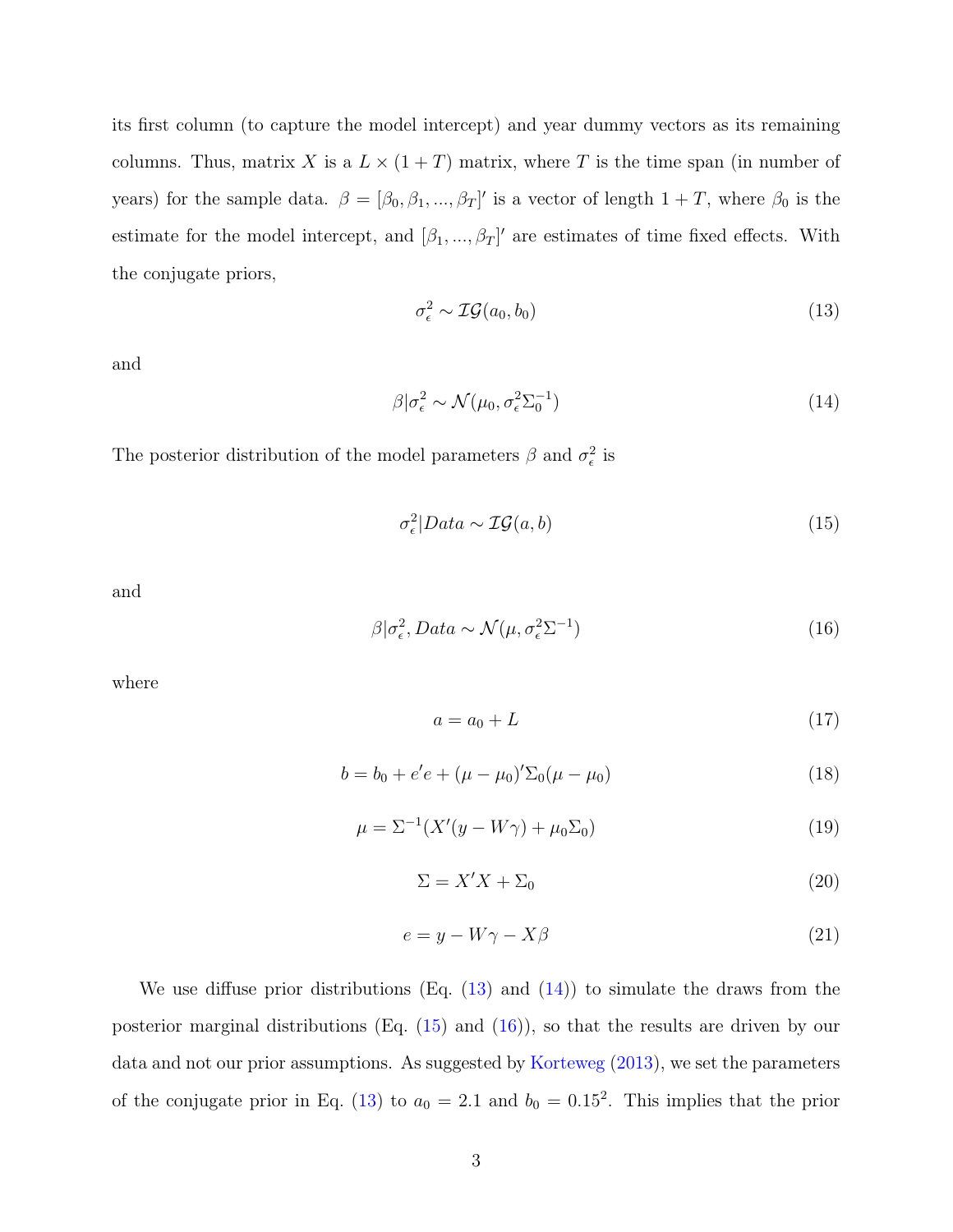its first column (to capture the model intercept) and year dummy vectors as its remaining columns. Thus, matrix $X$ is a $L \times (1 + T)$ matrix, where $T$ is the time span (in number of years) for the sample data. $\beta = [\beta_0, \beta_1, ..., \beta_T]'$ is a vector of length $1 + T$, where $\beta_0$ is the estimate for the model intercept, and $[\beta_1, ..., \beta_T]'$ are estimates of time fixed effects. With the conjugate priors,

$$\sigma_\epsilon^2 \sim \mathcal{IG}(a_0, b_0) \tag{13}$$

and

$$\beta | \sigma_\epsilon^2 \sim \mathcal{N}(\mu_0, \sigma_\epsilon^2 \Sigma_0^{-1}) \tag{14}$$

The posterior distribution of the model parameters $\beta$ and $\sigma_\epsilon^2$ is

$$\sigma_\epsilon^2 | Data \sim \mathcal{IG}(a, b) \tag{15}$$

and

$$\beta | \sigma_\epsilon^2, Data \sim \mathcal{N}(\mu, \sigma_\epsilon^2 \Sigma^{-1}) \tag{16}$$

where

$$a = a_0 + L \tag{17}$$

$$b = b_0 + e'e + (\mu - \mu_0)'\Sigma_0(\mu - \mu_0) \tag{18}$$

$$\mu = \Sigma^{-1}(X'(y - W\gamma) + \mu_0 \Sigma_0) \tag{19}$$

$$\Sigma = X'X + \Sigma_0 \tag{20}$$

$$e = y - W\gamma - X\beta \tag{21}$$

We use diffuse prior distributions (Eq. (13) and (14)) to simulate the draws from the posterior marginal distributions (Eq. (15) and (16)), so that the results are driven by our data and not our prior assumptions. As suggested by Korteweg (2013), we set the parameters of the conjugate prior in Eq. (13) to $a_0 = 2.1$ and $b_0 = 0.15^2$. This implies that the prior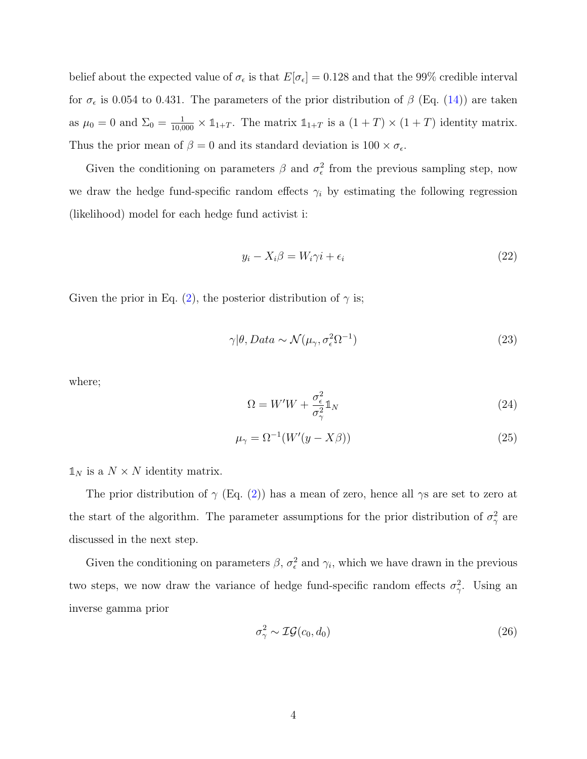belief about the expected value of $\sigma_\epsilon$ is that $E[\sigma_\epsilon] = 0.128$ and that the 99% credible interval for $\sigma_\epsilon$ is 0.054 to 0.431. The parameters of the prior distribution of $\beta$ (Eq. (14)) are taken as $\mu_0 = 0$ and $\Sigma_0 = \frac{1}{10{,}000} \times \mathbb{1}_{1+T}$. The matrix $\mathbb{1}_{1+T}$ is a $(1+T) \times (1+T)$ identity matrix. Thus the prior mean of $\beta = 0$ and its standard deviation is $100 \times \sigma_\epsilon$.

Given the conditioning on parameters $\beta$ and $\sigma_\epsilon^2$ from the previous sampling step, now we draw the hedge fund-specific random effects $\gamma_i$ by estimating the following regression (likelihood) model for each hedge fund activist i:

$$y_i - X_i\beta = W_i\gamma i + \epsilon_i \tag{22}$$

Given the prior in Eq. (2), the posterior distribution of $\gamma$ is;

$$\gamma|\theta, Data \sim \mathcal{N}(\mu_\gamma, \sigma_\epsilon^2\Omega^{-1}) \tag{23}$$

where;

$$\Omega = W'W + \frac{\sigma_\epsilon^2}{\sigma_\gamma^2}\mathbb{1}_N \tag{24}$$

$$\mu_\gamma = \Omega^{-1}(W'(y - X\beta)) \tag{25}$$

$\mathbb{1}_N$ is a $N \times N$ identity matrix.

The prior distribution of $\gamma$ (Eq. (2)) has a mean of zero, hence all $\gamma$s are set to zero at the start of the algorithm. The parameter assumptions for the prior distribution of $\sigma_\gamma^2$ are discussed in the next step.

Given the conditioning on parameters $\beta$, $\sigma_\epsilon^2$ and $\gamma_i$, which we have drawn in the previous two steps, we now draw the variance of hedge fund-specific random effects $\sigma_\gamma^2$. Using an inverse gamma prior

$$\sigma_\gamma^2 \sim \mathcal{IG}(c_0, d_0) \tag{26}$$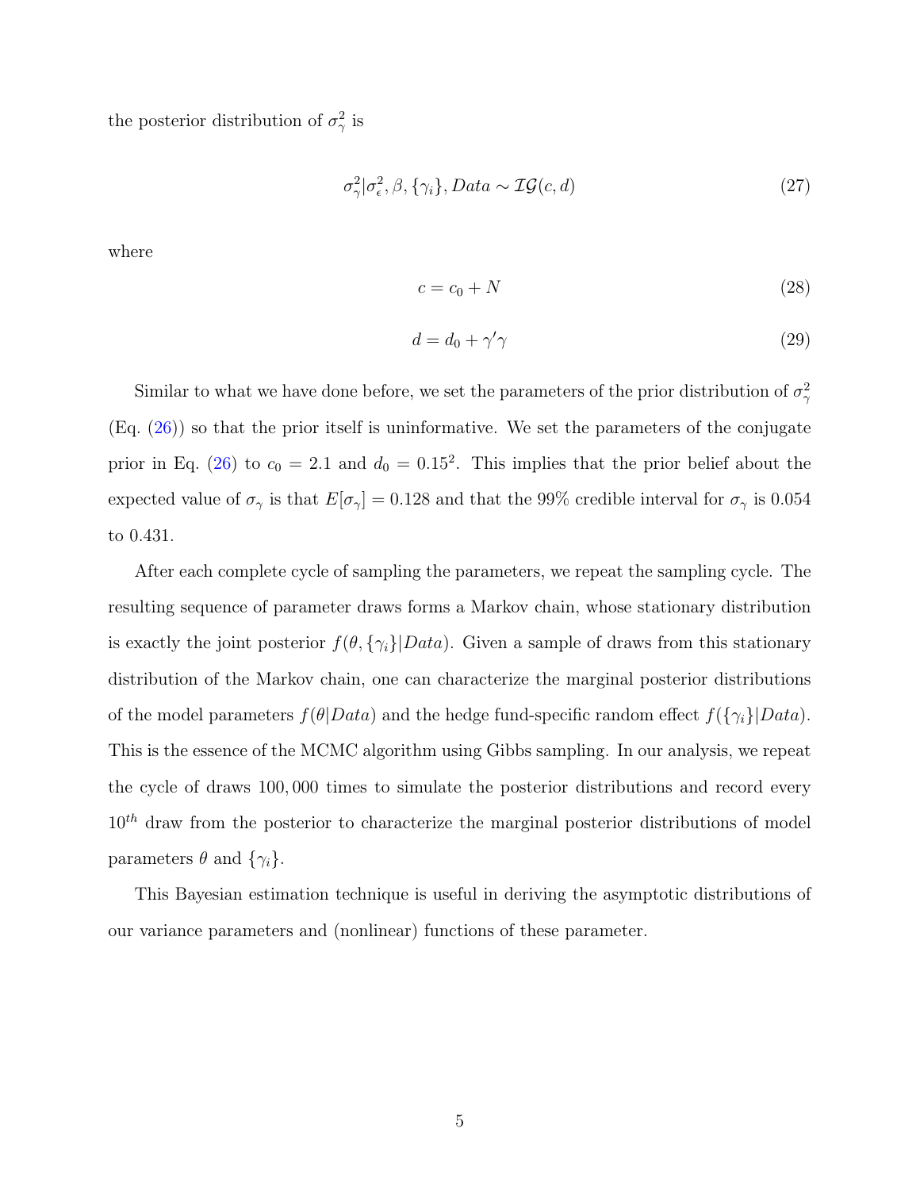the posterior distribution of $\sigma_\gamma^2$ is

$$\sigma_\gamma^2 | \sigma_\epsilon^2, \beta, \{\gamma_i\}, Data \sim \mathcal{IG}(c, d) \tag{27}$$

where

$$c = c_0 + N \tag{28}$$

$$d = d_0 + \gamma'\gamma \tag{29}$$

Similar to what we have done before, we set the parameters of the prior distribution of $\sigma_\gamma^2$ (Eq. (26)) so that the prior itself is uninformative. We set the parameters of the conjugate prior in Eq. (26) to $c_0 = 2.1$ and $d_0 = 0.15^2$. This implies that the prior belief about the expected value of $\sigma_\gamma$ is that $E[\sigma_\gamma] = 0.128$ and that the 99% credible interval for $\sigma_\gamma$ is 0.054 to 0.431.

After each complete cycle of sampling the parameters, we repeat the sampling cycle. The resulting sequence of parameter draws forms a Markov chain, whose stationary distribution is exactly the joint posterior $f(\theta, \{\gamma_i\}|Data)$. Given a sample of draws from this stationary distribution of the Markov chain, one can characterize the marginal posterior distributions of the model parameters $f(\theta|Data)$ and the hedge fund-specific random effect $f(\{\gamma_i\}|Data)$. This is the essence of the MCMC algorithm using Gibbs sampling. In our analysis, we repeat the cycle of draws $100,000$ times to simulate the posterior distributions and record every $10^{th}$ draw from the posterior to characterize the marginal posterior distributions of model parameters $\theta$ and $\{\gamma_i\}$.

This Bayesian estimation technique is useful in deriving the asymptotic distributions of our variance parameters and (nonlinear) functions of these parameter.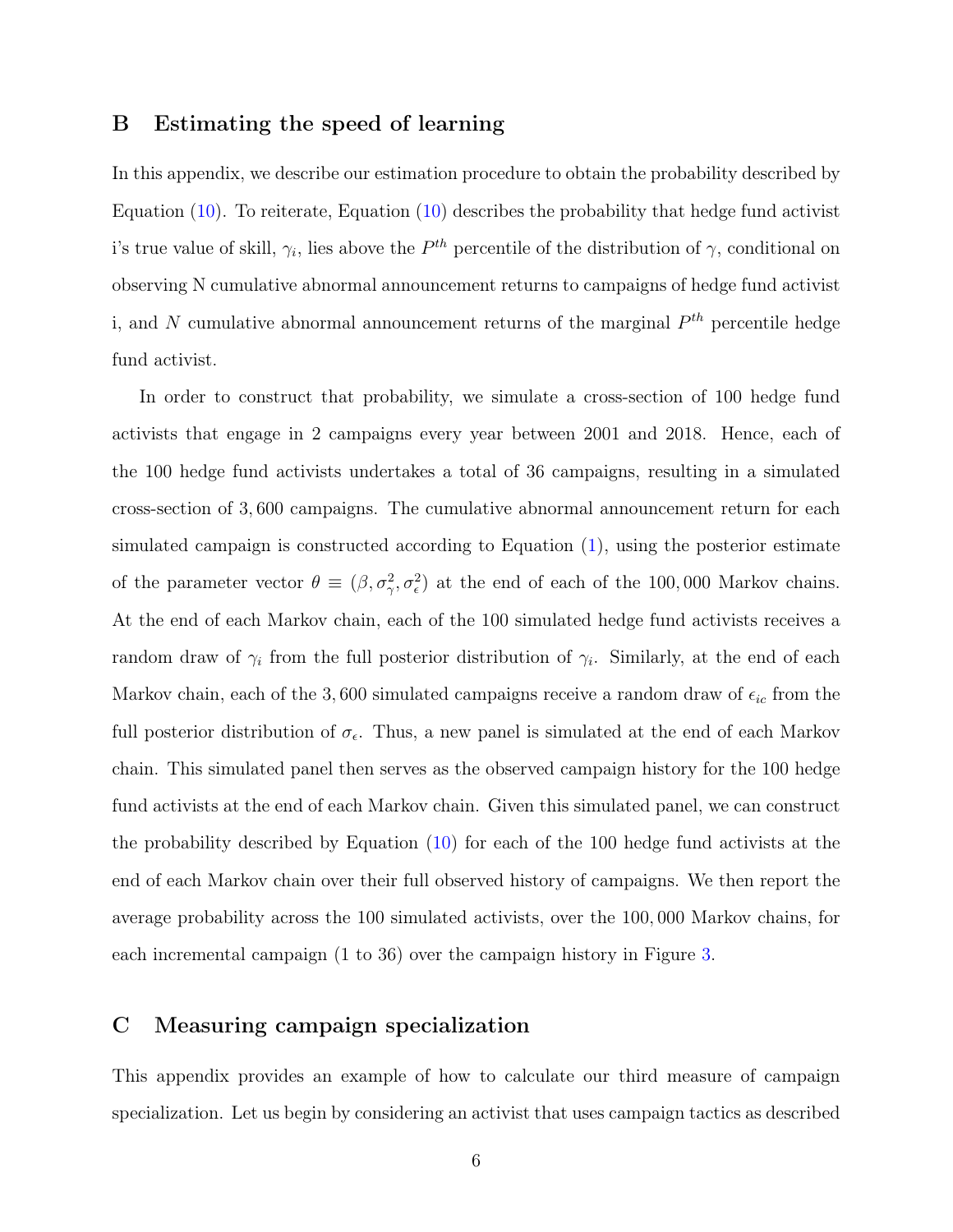## B Estimating the speed of learning

In this appendix, we describe our estimation procedure to obtain the probability described by Equation (10). To reiterate, Equation (10) describes the probability that hedge fund activist i's true value of skill, $\gamma_i$, lies above the $P^{th}$ percentile of the distribution of $\gamma$, conditional on observing N cumulative abnormal announcement returns to campaigns of hedge fund activist i, and $N$ cumulative abnormal announcement returns of the marginal $P^{th}$ percentile hedge fund activist.

In order to construct that probability, we simulate a cross-section of 100 hedge fund activists that engage in 2 campaigns every year between 2001 and 2018. Hence, each of the 100 hedge fund activists undertakes a total of 36 campaigns, resulting in a simulated cross-section of 3,600 campaigns. The cumulative abnormal announcement return for each simulated campaign is constructed according to Equation (1), using the posterior estimate of the parameter vector $\theta \equiv (\beta, \sigma_\gamma^2, \sigma_\epsilon^2)$ at the end of each of the 100,000 Markov chains. At the end of each Markov chain, each of the 100 simulated hedge fund activists receives a random draw of $\gamma_i$ from the full posterior distribution of $\gamma_i$. Similarly, at the end of each Markov chain, each of the 3,600 simulated campaigns receive a random draw of $\epsilon_{ic}$ from the full posterior distribution of $\sigma_\epsilon$. Thus, a new panel is simulated at the end of each Markov chain. This simulated panel then serves as the observed campaign history for the 100 hedge fund activists at the end of each Markov chain. Given this simulated panel, we can construct the probability described by Equation (10) for each of the 100 hedge fund activists at the end of each Markov chain over their full observed history of campaigns. We then report the average probability across the 100 simulated activists, over the 100,000 Markov chains, for each incremental campaign (1 to 36) over the campaign history in Figure 3.

## C Measuring campaign specialization

This appendix provides an example of how to calculate our third measure of campaign specialization. Let us begin by considering an activist that uses campaign tactics as described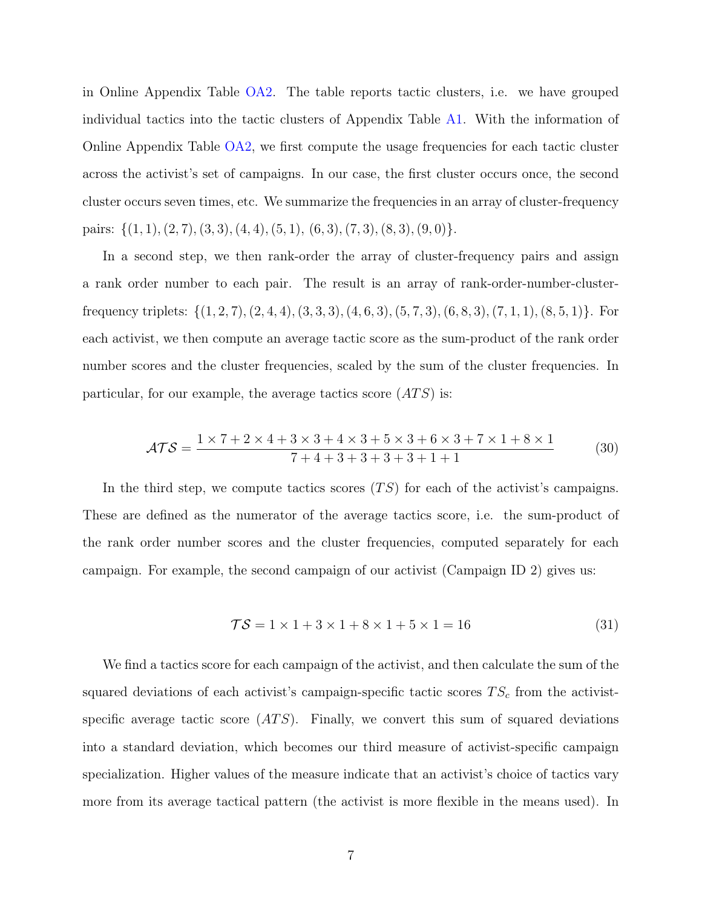in Online Appendix Table OA2. The table reports tactic clusters, i.e. we have grouped individual tactics into the tactic clusters of Appendix Table A1. With the information of Online Appendix Table OA2, we first compute the usage frequencies for each tactic cluster across the activist's set of campaigns. In our case, the first cluster occurs once, the second cluster occurs seven times, etc. We summarize the frequencies in an array of cluster-frequency pairs: $\{(1,1),(2,7),(3,3),(4,4),(5,1),\ (6,3),(7,3),(8,3),(9,0)\}$.

In a second step, we then rank-order the array of cluster-frequency pairs and assign a rank order number to each pair. The result is an array of rank-order-number-cluster-frequency triplets: $\{(1,2,7),(2,4,4),(3,3,3),(4,6,3),(5,7,3),(6,8,3),(7,1,1),(8,5,1)\}$. For each activist, we then compute an average tactic score as the sum-product of the rank order number scores and the cluster frequencies, scaled by the sum of the cluster frequencies. In particular, for our example, the average tactics score ($ATS$) is:

$$\mathcal{ATS} = \frac{1\times 7 + 2\times 4 + 3\times 3 + 4\times 3 + 5\times 3 + 6\times 3 + 7\times 1 + 8\times 1}{7+4+3+3+3+3+1+1} \tag{30}$$

In the third step, we compute tactics scores ($TS$) for each of the activist's campaigns. These are defined as the numerator of the average tactics score, i.e. the sum-product of the rank order number scores and the cluster frequencies, computed separately for each campaign. For example, the second campaign of our activist (Campaign ID 2) gives us:

$$\mathcal{TS} = 1\times 1 + 3\times 1 + 8\times 1 + 5\times 1 = 16 \tag{31}$$

We find a tactics score for each campaign of the activist, and then calculate the sum of the squared deviations of each activist's campaign-specific tactic scores $TS_c$ from the activist-specific average tactic score ($ATS$). Finally, we convert this sum of squared deviations into a standard deviation, which becomes our third measure of activist-specific campaign specialization. Higher values of the measure indicate that an activist's choice of tactics vary more from its average tactical pattern (the activist is more flexible in the means used). In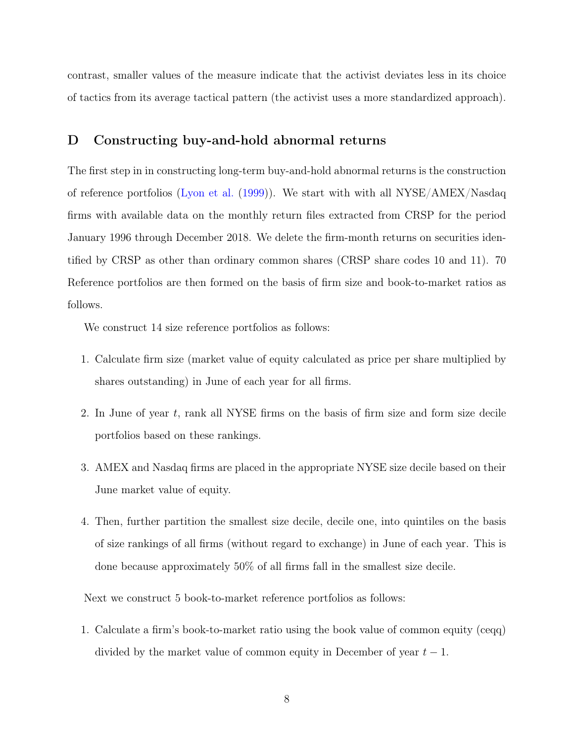contrast, smaller values of the measure indicate that the activist deviates less in its choice of tactics from its average tactical pattern (the activist uses a more standardized approach).

## D Constructing buy-and-hold abnormal returns

The first step in in constructing long-term buy-and-hold abnormal returns is the construction of reference portfolios (Lyon et al. (1999)). We start with with all NYSE/AMEX/Nasdaq firms with available data on the monthly return files extracted from CRSP for the period January 1996 through December 2018. We delete the firm-month returns on securities identified by CRSP as other than ordinary common shares (CRSP share codes 10 and 11). 70 Reference portfolios are then formed on the basis of firm size and book-to-market ratios as follows.

We construct 14 size reference portfolios as follows:

1. Calculate firm size (market value of equity calculated as price per share multiplied by shares outstanding) in June of each year for all firms.
2. In June of year $t$, rank all NYSE firms on the basis of firm size and form size decile portfolios based on these rankings.
3. AMEX and Nasdaq firms are placed in the appropriate NYSE size decile based on their June market value of equity.
4. Then, further partition the smallest size decile, decile one, into quintiles on the basis of size rankings of all firms (without regard to exchange) in June of each year. This is done because approximately 50% of all firms fall in the smallest size decile.

Next we construct 5 book-to-market reference portfolios as follows:

1. Calculate a firm's book-to-market ratio using the book value of common equity (ceqq) divided by the market value of common equity in December of year $t-1$.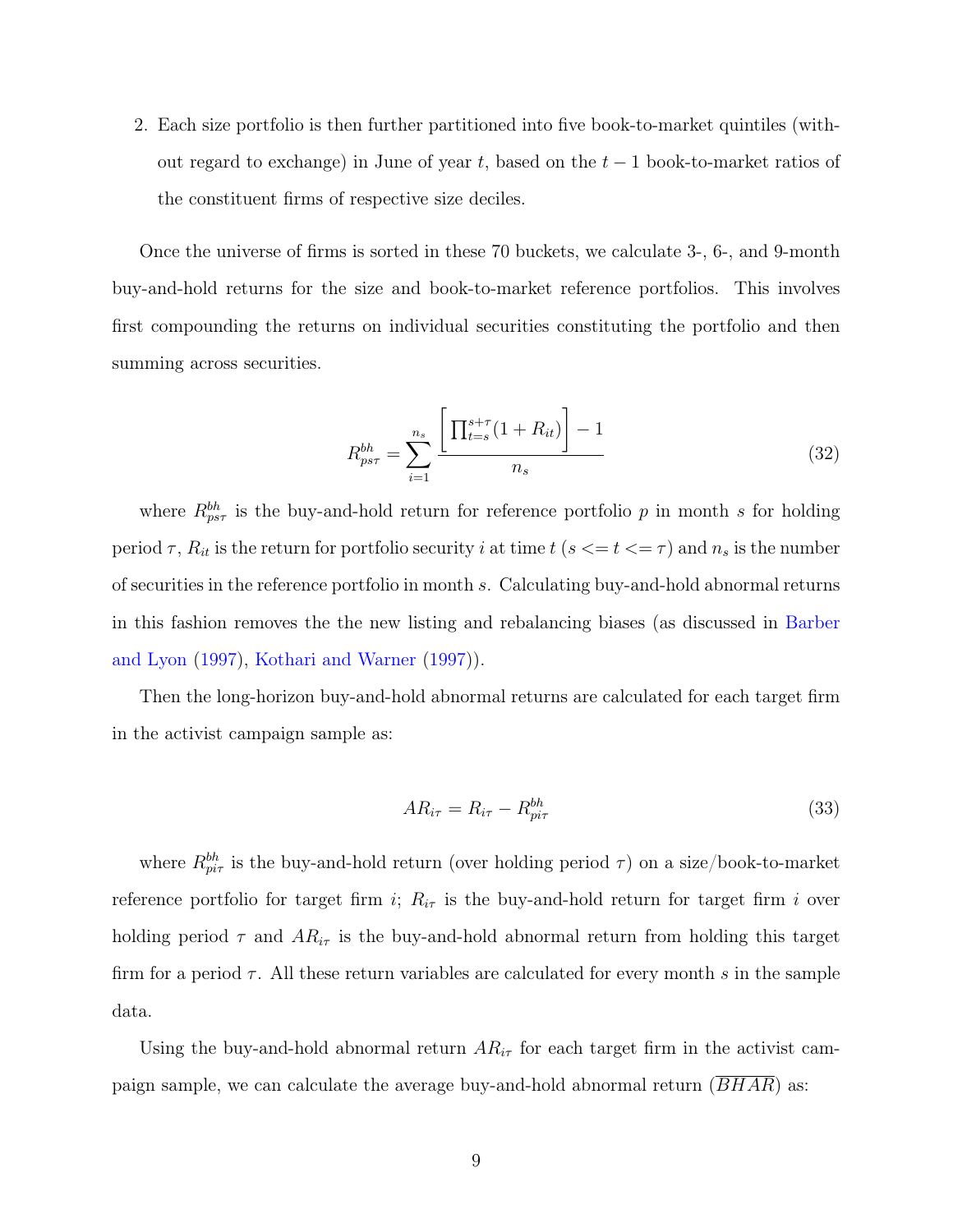2. Each size portfolio is then further partitioned into five book-to-market quintiles (without regard to exchange) in June of year $t$, based on the $t-1$ book-to-market ratios of the constituent firms of respective size deciles.

Once the universe of firms is sorted in these 70 buckets, we calculate 3-, 6-, and 9-month buy-and-hold returns for the size and book-to-market reference portfolios. This involves first compounding the returns on individual securities constituting the portfolio and then summing across securities.

$$R^{bh}_{ps\tau} = \sum_{i=1}^{n_s} \frac{\left[\prod_{t=s}^{s+\tau}(1+R_{it})\right] - 1}{n_s} \tag{32}$$

where $R^{bh}_{ps\tau}$ is the buy-and-hold return for reference portfolio $p$ in month $s$ for holding period $\tau$, $R_{it}$ is the return for portfolio security $i$ at time $t$ ($s <= t <= \tau$) and $n_s$ is the number of securities in the reference portfolio in month $s$. Calculating buy-and-hold abnormal returns in this fashion removes the the new listing and rebalancing biases (as discussed in Barber and Lyon (1997), Kothari and Warner (1997)).

Then the long-horizon buy-and-hold abnormal returns are calculated for each target firm in the activist campaign sample as:

$$AR_{i\tau} = R_{i\tau} - R^{bh}_{pi\tau} \tag{33}$$

where $R^{bh}_{pi\tau}$ is the buy-and-hold return (over holding period $\tau$) on a size/book-to-market reference portfolio for target firm $i$; $R_{i\tau}$ is the buy-and-hold return for target firm $i$ over holding period $\tau$ and $AR_{i\tau}$ is the buy-and-hold abnormal return from holding this target firm for a period $\tau$. All these return variables are calculated for every month $s$ in the sample data.

Using the buy-and-hold abnormal return $AR_{i\tau}$ for each target firm in the activist campaign sample, we can calculate the average buy-and-hold abnormal return ($\overline{BHAR}$) as: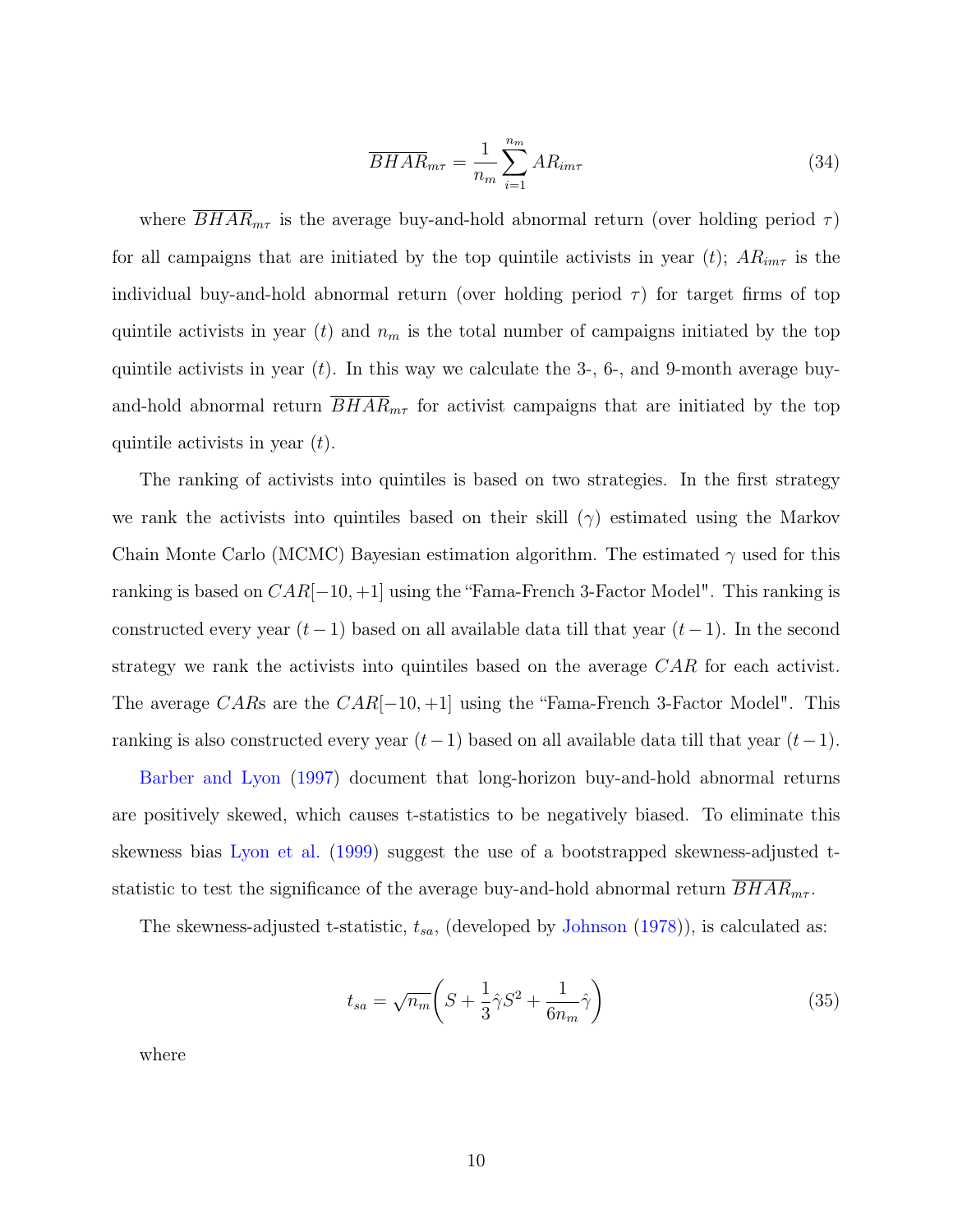$$\overline{BHAR}_{m\tau} = \frac{1}{n_m} \sum_{i=1}^{n_m} AR_{im\tau} \tag{34}$$

where $\overline{BHAR}_{m\tau}$ is the average buy-and-hold abnormal return (over holding period $\tau$) for all campaigns that are initiated by the top quintile activists in year ($t$); $AR_{im\tau}$ is the individual buy-and-hold abnormal return (over holding period $\tau$) for target firms of top quintile activists in year ($t$) and $n_m$ is the total number of campaigns initiated by the top quintile activists in year ($t$). In this way we calculate the 3-, 6-, and 9-month average buy-and-hold abnormal return $\overline{BHAR}_{m\tau}$ for activist campaigns that are initiated by the top quintile activists in year ($t$).

The ranking of activists into quintiles is based on two strategies. In the first strategy we rank the activists into quintiles based on their skill ($\gamma$) estimated using the Markov Chain Monte Carlo (MCMC) Bayesian estimation algorithm. The estimated $\gamma$ used for this ranking is based on $CAR[-10, +1]$ using the "Fama-French 3-Factor Model". This ranking is constructed every year ($t-1$) based on all available data till that year ($t-1$). In the second strategy we rank the activists into quintiles based on the average $CAR$ for each activist. The average $CAR$s are the $CAR[-10, +1]$ using the "Fama-French 3-Factor Model". This ranking is also constructed every year ($t-1$) based on all available data till that year ($t-1$).

Barber and Lyon (1997) document that long-horizon buy-and-hold abnormal returns are positively skewed, which causes t-statistics to be negatively biased. To eliminate this skewness bias Lyon et al. (1999) suggest the use of a bootstrapped skewness-adjusted t-statistic to test the significance of the average buy-and-hold abnormal return $\overline{BHAR}_{m\tau}$.

The skewness-adjusted t-statistic, $t_{sa}$, (developed by Johnson (1978)), is calculated as:

$$t_{sa} = \sqrt{n_m}\left(S + \frac{1}{3}\hat{\gamma}S^2 + \frac{1}{6n_m}\hat{\gamma}\right) \tag{35}$$

where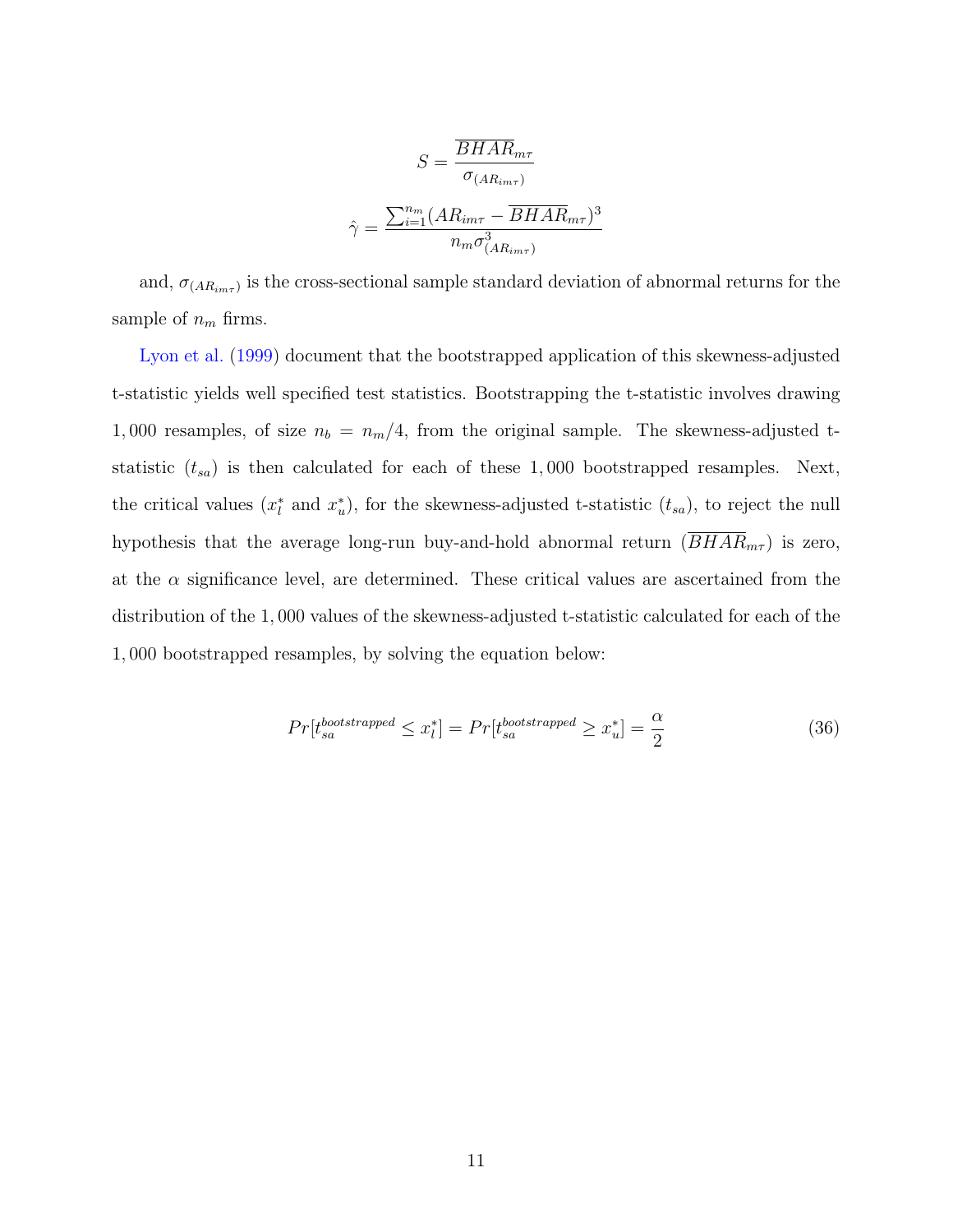$$S = \frac{\overline{BHAR}_{m\tau}}{\sigma_{(AR_{im\tau})}}$$

$$\hat{\gamma} = \frac{\sum_{i=1}^{n_m}(AR_{im\tau} - \overline{BHAR}_{m\tau})^3}{n_m \sigma^3_{(AR_{im\tau})}}$$

and, $\sigma_{(AR_{im\tau})}$ is the cross-sectional sample standard deviation of abnormal returns for the sample of $n_m$ firms.

Lyon et al. (1999) document that the bootstrapped application of this skewness-adjusted t-statistic yields well specified test statistics. Bootstrapping the t-statistic involves drawing 1,000 resamples, of size $n_b = n_m/4$, from the original sample. The skewness-adjusted t-statistic ($t_{sa}$) is then calculated for each of these 1,000 bootstrapped resamples. Next, the critical values ($x_l^*$ and $x_u^*$), for the skewness-adjusted t-statistic ($t_{sa}$), to reject the null hypothesis that the average long-run buy-and-hold abnormal return ($\overline{BHAR}_{m\tau}$) is zero, at the $\alpha$ significance level, are determined. These critical values are ascertained from the distribution of the 1,000 values of the skewness-adjusted t-statistic calculated for each of the 1,000 bootstrapped resamples, by solving the equation below:

$$Pr[t_{sa}^{bootstrapped} \leq x_l^*] = Pr[t_{sa}^{bootstrapped} \geq x_u^*] = \frac{\alpha}{2} \tag{36}$$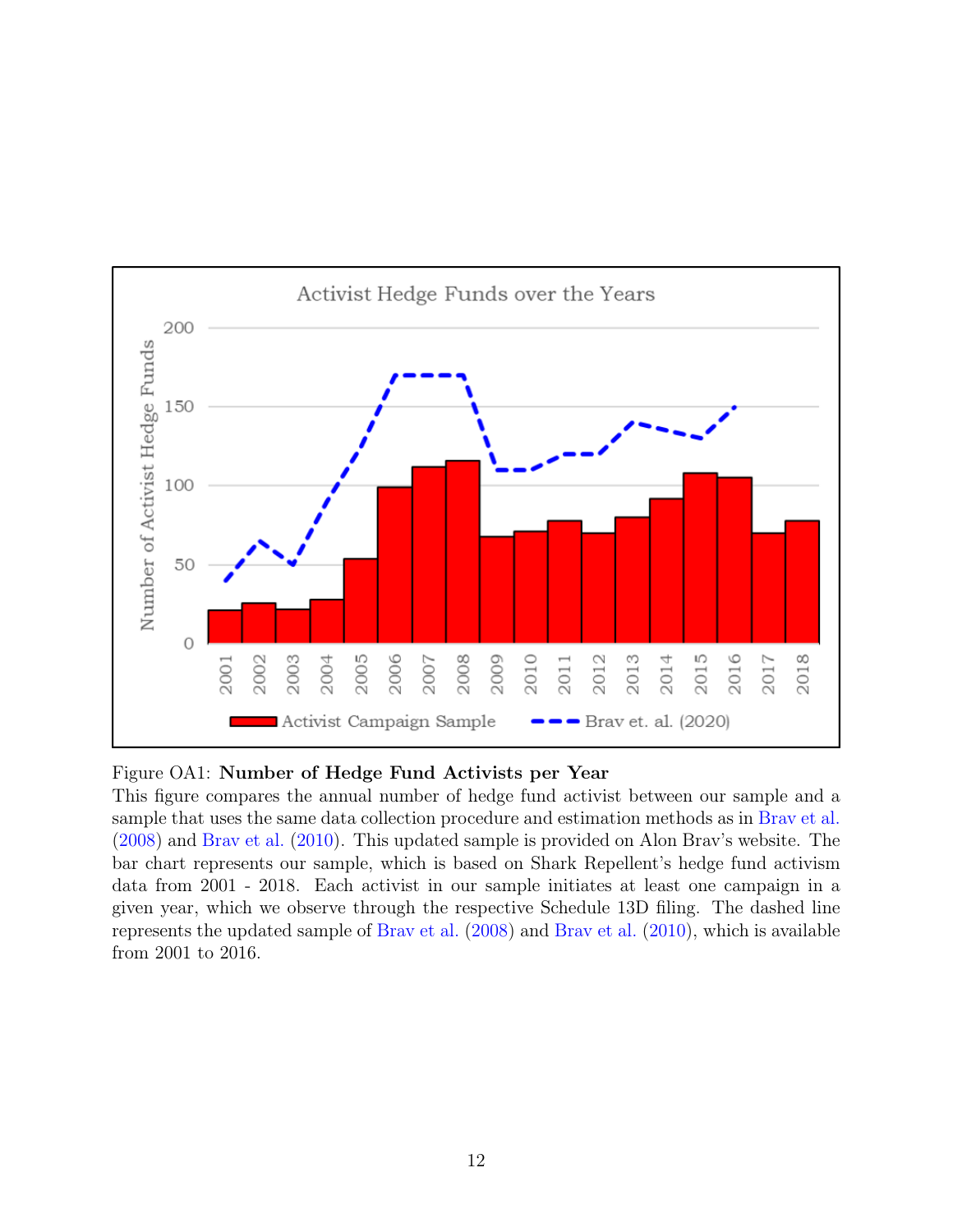Figure OA1: **Number of Hedge Fund Activists per Year**
This figure compares the annual number of hedge fund activist between our sample and a sample that uses the same data collection procedure and estimation methods as in Brav et al. (2008) and Brav et al. (2010). This updated sample is provided on Alon Brav's website. The bar chart represents our sample, which is based on Shark Repellent's hedge fund activism data from 2001 - 2018. Each activist in our sample initiates at least one campaign in a given year, which we observe through the respective Schedule 13D filing. The dashed line represents the updated sample of Brav et al. (2008) and Brav et al. (2010), which is available from 2001 to 2016.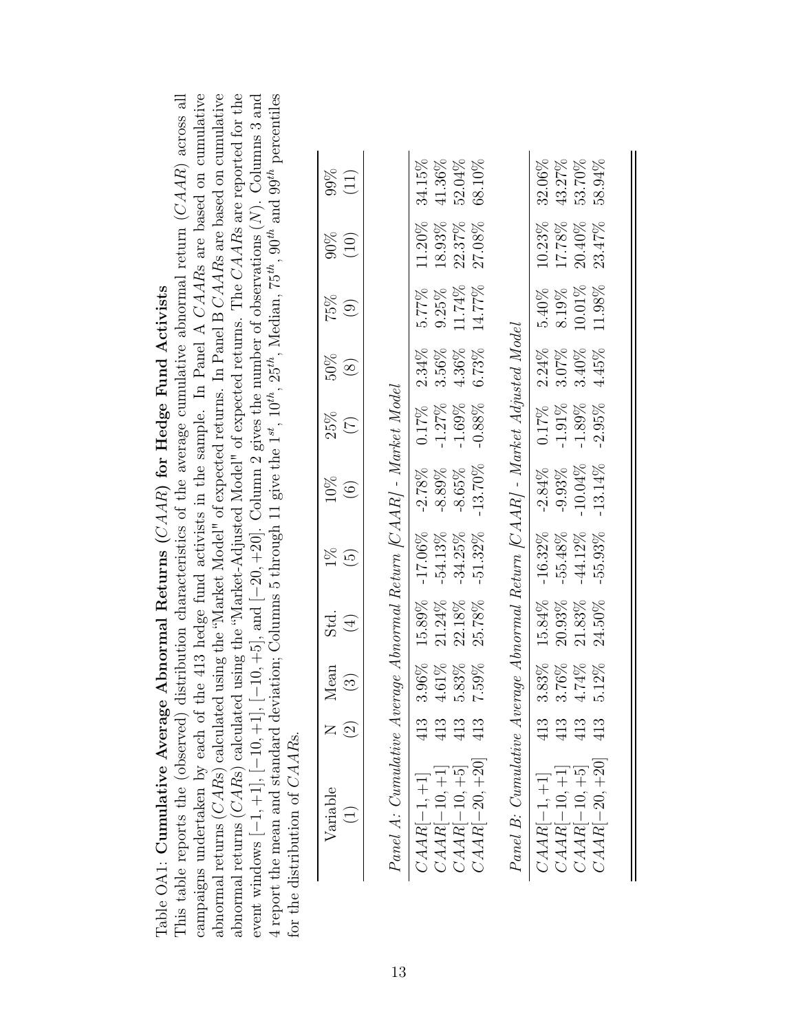Table OA1: **Cumulative Average Abnormal Returns ($CAAR$) for Hedge Fund Activists**

This table reports the (observed) distribution characteristics of the average cumulative abnormal return ($CAAR$) across all campaigns undertaken by each of the 413 hedge fund activists in the sample. In Panel A $CAAR$s are based on cumulative abnormal returns ($CAR$s) calculated using the "Market Model" of expected returns. In Panel B $CAAR$s are based on cumulative abnormal returns ($CAR$s) calculated using the "Market-Adjusted Model" of expected returns. The $CAAR$s are reported for the event windows $[-1,+1]$, $[-10,+1]$, $[-10,+5]$, and $[-20,+20]$. Column 2 gives the number of observations ($N$). Columns 3 and 4 report the mean and standard deviation; Columns 5 through 11 give the $1^{st}$, $10^{th}$, $25^{th}$, Median, $75^{th}$, $90^{th}$ and $99^{th}$ percentiles for the distribution of $CAAR$s.

| Variable (1) | N (2) | Mean (3) | Std. (4) | 1% (5) | 10% (6) | 25% (7) | 50% (8) | 75% (9) | 90% (10) | 99% (11) |
|---|---|---|---|---|---|---|---|---|---|---|
| *Panel A: Cumulative Average Abnormal Return [CAAR] - Market Model* | | | | | | | | | | |
| $CAAR[-1,+1]$ | 413 | 3.96% | 15.89% | -17.06% | -2.78% | 0.17% | 2.34% | 5.77% | 11.20% | 34.15% |
| $CAAR[-10,+1]$ | 413 | 4.61% | 21.24% | -54.13% | -8.89% | -1.27% | 3.56% | 9.25% | 18.93% | 41.36% |
| $CAAR[-10,+5]$ | 413 | 5.83% | 22.18% | -34.25% | -8.65% | -1.69% | 4.36% | 11.74% | 22.37% | 52.04% |
| $CAAR[-20,+20]$ | 413 | 7.59% | 25.78% | -51.32% | -13.70% | -0.88% | 6.73% | 14.77% | 27.08% | 68.10% |
| *Panel B: Cumulative Average Abnormal Return [CAAR] - Market Adjusted Model* | | | | | | | | | | |
| $CAAR[-1,+1]$ | 413 | 3.83% | 15.84% | -16.32% | -2.84% | 0.17% | 2.24% | 5.40% | 10.23% | 32.06% |
| $CAAR[-10,+1]$ | 413 | 3.76% | 20.93% | -55.48% | -9.93% | -1.91% | 3.07% | 8.19% | 17.78% | 43.27% |
| $CAAR[-10,+5]$ | 413 | 4.74% | 21.83% | -44.12% | -10.04% | -1.89% | 3.40% | 10.01% | 20.40% | 53.70% |
| $CAAR[-20,+20]$ | 413 | 5.12% | 24.50% | -55.93% | -13.14% | -2.95% | 4.45% | 11.98% | 23.47% | 58.94% |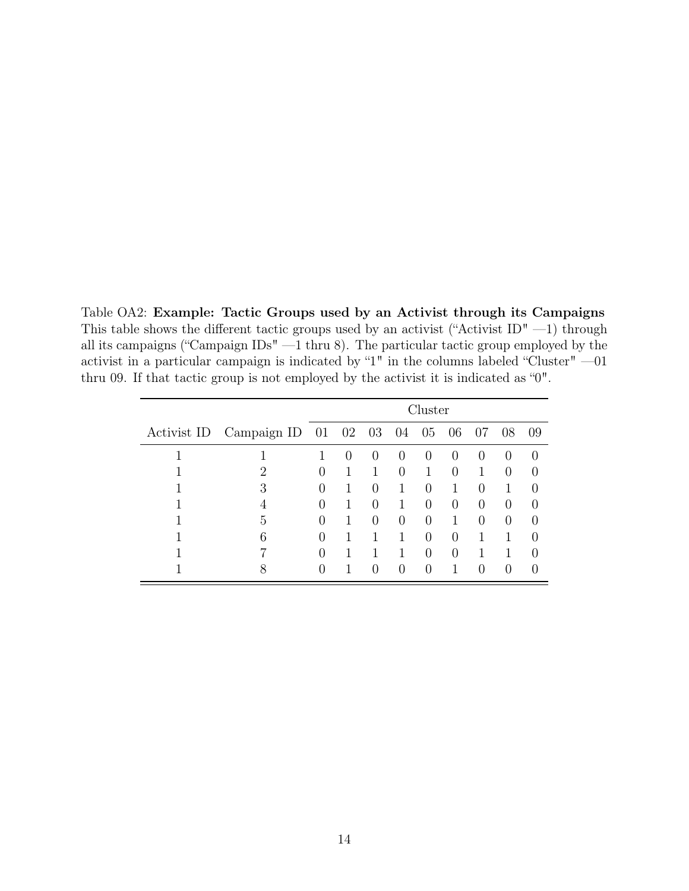Table OA2: **Example: Tactic Groups used by an Activist through its Campaigns** This table shows the different tactic groups used by an activist ("Activist ID" —1) through all its campaigns ("Campaign IDs" —1 thru 8). The particular tactic group employed by the activist in a particular campaign is indicated by "1" in the columns labeled "Cluster" —01 thru 09. If that tactic group is not employed by the activist it is indicated as "0".

| | | Cluster | | | | | | | | |
|---|---|---|---|---|---|---|---|---|---|---|
| Activist ID | Campaign ID | 01 | 02 | 03 | 04 | 05 | 06 | 07 | 08 | 09 |
| 1 | 1 | 1 | 0 | 0 | 0 | 0 | 0 | 0 | 0 | 0 |
| 1 | 2 | 0 | 1 | 1 | 0 | 1 | 0 | 1 | 0 | 0 |
| 1 | 3 | 0 | 1 | 0 | 1 | 0 | 1 | 0 | 1 | 0 |
| 1 | 4 | 0 | 1 | 0 | 1 | 0 | 0 | 0 | 0 | 0 |
| 1 | 5 | 0 | 1 | 0 | 0 | 0 | 1 | 0 | 0 | 0 |
| 1 | 6 | 0 | 1 | 1 | 1 | 0 | 0 | 1 | 1 | 0 |
| 1 | 7 | 0 | 1 | 1 | 1 | 0 | 0 | 1 | 1 | 0 |
| 1 | 8 | 0 | 1 | 0 | 0 | 0 | 1 | 0 | 0 | 0 |